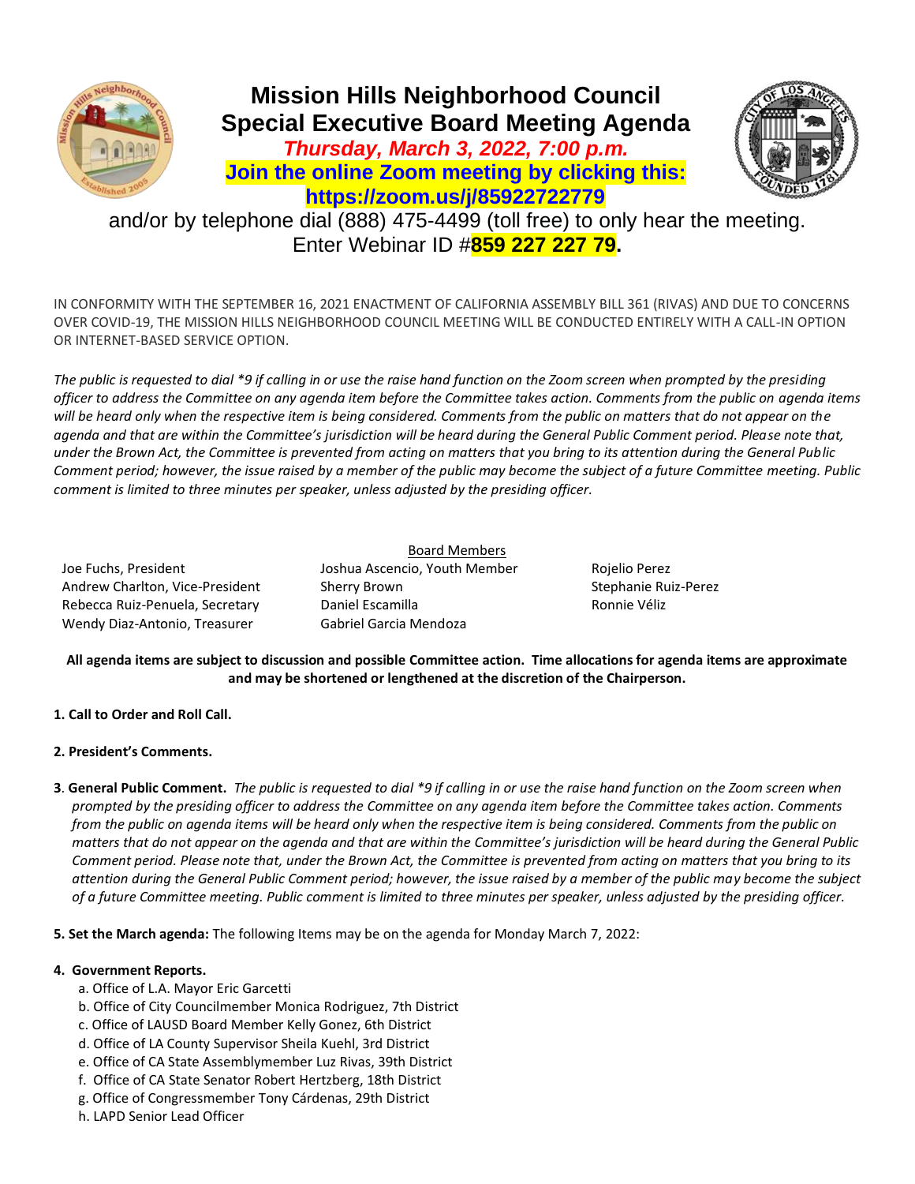# Mission Hills Neighborhood Council
## Special Executive Board Meeting Agenda

***Thursday, March 3, 2022, 7:00 p.m.***

**Join the online Zoom meeting by clicking this:**
**https://zoom.us/j/85922722779**

and/or by telephone dial (888) 475-4499 (toll free) to only hear the meeting.
Enter Webinar ID #**859 227 227 79.**

IN CONFORMITY WITH THE SEPTEMBER 16, 2021 ENACTMENT OF CALIFORNIA ASSEMBLY BILL 361 (RIVAS) AND DUE TO CONCERNS OVER COVID-19, THE MISSION HILLS NEIGHBORHOOD COUNCIL MEETING WILL BE CONDUCTED ENTIRELY WITH A CALL-IN OPTION OR INTERNET-BASED SERVICE OPTION.

*The public is requested to dial \*9 if calling in or use the raise hand function on the Zoom screen when prompted by the presiding officer to address the Committee on any agenda item before the Committee takes action. Comments from the public on agenda items will be heard only when the respective item is being considered. Comments from the public on matters that do not appear on the agenda and that are within the Committee's jurisdiction will be heard during the General Public Comment period. Please note that, under the Brown Act, the Committee is prevented from acting on matters that you bring to its attention during the General Public Comment period; however, the issue raised by a member of the public may become the subject of a future Committee meeting. Public comment is limited to three minutes per speaker, unless adjusted by the presiding officer.*

Board Members

Joe Fuchs, President
Andrew Charlton, Vice-President
Rebecca Ruiz-Penuela, Secretary
Wendy Diaz-Antonio, Treasurer

Joshua Ascencio, Youth Member
Sherry Brown
Daniel Escamilla
Gabriel Garcia Mendoza

Rojelio Perez
Stephanie Ruiz-Perez
Ronnie Véliz

**All agenda items are subject to discussion and possible Committee action. Time allocations for agenda items are approximate and may be shortened or lengthened at the discretion of the Chairperson.**

**1. Call to Order and Roll Call.**

**2. President's Comments.**

**3**. **General Public Comment.** *The public is requested to dial \*9 if calling in or use the raise hand function on the Zoom screen when prompted by the presiding officer to address the Committee on any agenda item before the Committee takes action. Comments from the public on agenda items will be heard only when the respective item is being considered. Comments from the public on matters that do not appear on the agenda and that are within the Committee's jurisdiction will be heard during the General Public Comment period. Please note that, under the Brown Act, the Committee is prevented from acting on matters that you bring to its attention during the General Public Comment period; however, the issue raised by a member of the public may become the subject of a future Committee meeting. Public comment is limited to three minutes per speaker, unless adjusted by the presiding officer.*

**5. Set the March agenda:** The following Items may be on the agenda for Monday March 7, 2022:

**4. Government Reports.**

a. Office of L.A. Mayor Eric Garcetti
b. Office of City Councilmember Monica Rodriguez, 7th District
c. Office of LAUSD Board Member Kelly Gonez, 6th District
d. Office of LA County Supervisor Sheila Kuehl, 3rd District
e. Office of CA State Assemblymember Luz Rivas, 39th District
f. Office of CA State Senator Robert Hertzberg, 18th District
g. Office of Congressmember Tony Cárdenas, 29th District
h. LAPD Senior Lead Officer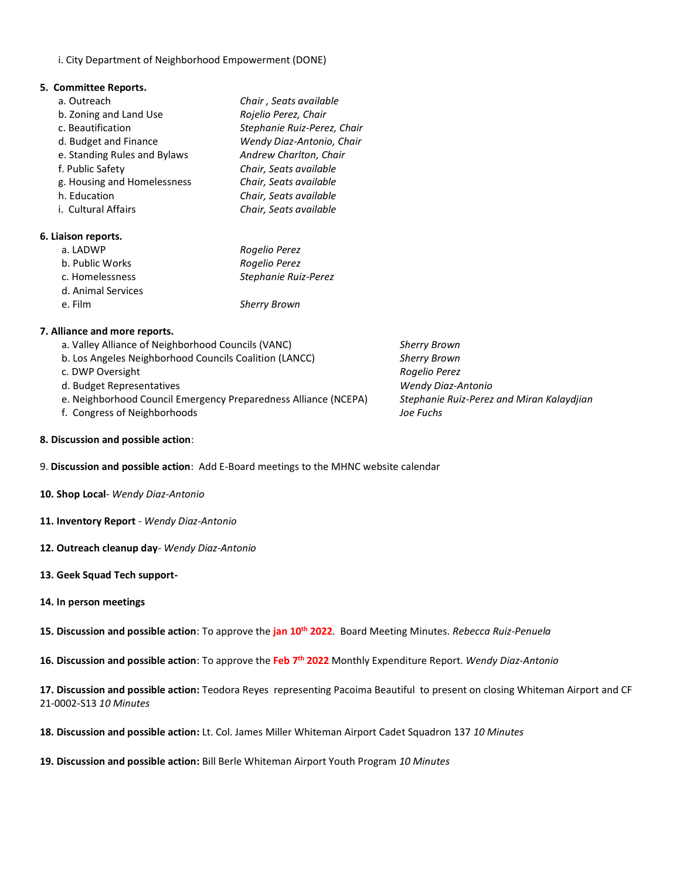i. City Department of Neighborhood Empowerment (DONE)

**5. Committee Reports.**

| | |
|---|---|
| a. Outreach | *Chair , Seats available* |
| b. Zoning and Land Use | *Rojelio Perez, Chair* |
| c. Beautification | *Stephanie Ruiz-Perez, Chair* |
| d. Budget and Finance | *Wendy Diaz-Antonio, Chair* |
| e. Standing Rules and Bylaws | *Andrew Charlton, Chair* |
| f. Public Safety | *Chair, Seats available* |
| g. Housing and Homelessness | *Chair, Seats available* |
| h. Education | *Chair, Seats available* |
| i. Cultural Affairs | *Chair, Seats available* |

**6. Liaison reports.**

| | |
|---|---|
| a. LADWP | *Rogelio Perez* |
| b. Public Works | *Rogelio Perez* |
| c. Homelessness | *Stephanie Ruiz-Perez* |
| d. Animal Services | |
| e. Film | *Sherry Brown* |

**7. Alliance and more reports.**

| | |
|---|---|
| a. Valley Alliance of Neighborhood Councils (VANC) | *Sherry Brown* |
| b. Los Angeles Neighborhood Councils Coalition (LANCC) | *Sherry Brown* |
| c. DWP Oversight | *Rogelio Perez* |
| d. Budget Representatives | *Wendy Diaz-Antonio* |
| e. Neighborhood Council Emergency Preparedness Alliance (NCEPA) | *Stephanie Ruiz-Perez and Miran Kalaydjian* |
| f. Congress of Neighborhoods | *Joe Fuchs* |

**8. Discussion and possible action**:

9. **Discussion and possible action**: Add E-Board meetings to the MHNC website calendar

**10. Shop Local**- *Wendy Diaz-Antonio*

**11. Inventory Report** - *Wendy Diaz-Antonio*

**12. Outreach cleanup day**- *Wendy Diaz-Antonio*

**13. Geek Squad Tech support-**

**14. In person meetings**

**15. Discussion and possible action**: To approve the **jan 10th 2022**. Board Meeting Minutes. *Rebecca Ruiz-Penuela*

**16. Discussion and possible action**: To approve the **Feb 7th 2022** Monthly Expenditure Report. *Wendy Diaz-Antonio*

**17. Discussion and possible action:** Teodora Reyes representing Pacoima Beautiful to present on closing Whiteman Airport and CF 21-0002-S13 *10 Minutes*

**18. Discussion and possible action:** Lt. Col. James Miller Whiteman Airport Cadet Squadron 137 *10 Minutes*

**19. Discussion and possible action:** Bill Berle Whiteman Airport Youth Program *10 Minutes*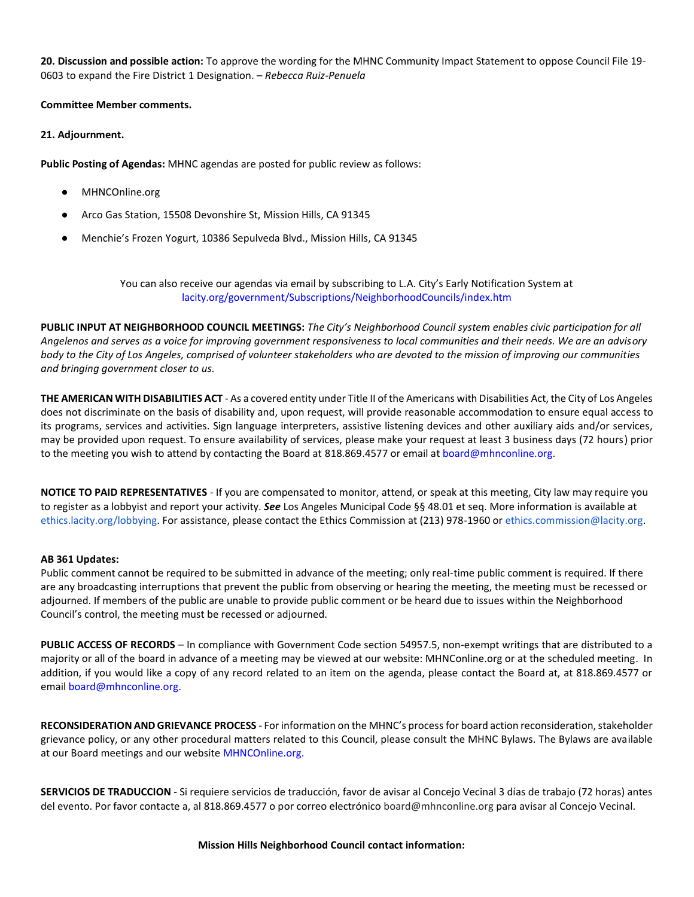**20. Discussion and possible action:** To approve the wording for the MHNC Community Impact Statement to oppose Council File 19-0603 to expand the Fire District 1 Designation. – *Rebecca Ruiz-Penuela*

**Committee Member comments.**

**21. Adjournment.**

**Public Posting of Agendas:** MHNC agendas are posted for public review as follows:

- MHNCOnline.org
- Arco Gas Station, 15508 Devonshire St, Mission Hills, CA 91345
- Menchie's Frozen Yogurt, 10386 Sepulveda Blvd., Mission Hills, CA 91345

You can also receive our agendas via email by subscribing to L.A. City's Early Notification System at lacity.org/government/Subscriptions/NeighborhoodCouncils/index.htm

**PUBLIC INPUT AT NEIGHBORHOOD COUNCIL MEETINGS:** *The City's Neighborhood Council system enables civic participation for all Angelenos and serves as a voice for improving government responsiveness to local communities and their needs. We are an advisory body to the City of Los Angeles, comprised of volunteer stakeholders who are devoted to the mission of improving our communities and bringing government closer to us.*

**THE AMERICAN WITH DISABILITIES ACT** - As a covered entity under Title II of the Americans with Disabilities Act, the City of Los Angeles does not discriminate on the basis of disability and, upon request, will provide reasonable accommodation to ensure equal access to its programs, services and activities. Sign language interpreters, assistive listening devices and other auxiliary aids and/or services, may be provided upon request. To ensure availability of services, please make your request at least 3 business days (72 hours) prior to the meeting you wish to attend by contacting the Board at 818.869.4577 or email at board@mhnconline.org.

**NOTICE TO PAID REPRESENTATIVES** - If you are compensated to monitor, attend, or speak at this meeting, City law may require you to register as a lobbyist and report your activity. ***See*** Los Angeles Municipal Code §§ 48.01 et seq. More information is available at ethics.lacity.org/lobbying. For assistance, please contact the Ethics Commission at (213) 978-1960 or ethics.commission@lacity.org.

**AB 361 Updates:**
Public comment cannot be required to be submitted in advance of the meeting; only real-time public comment is required. If there are any broadcasting interruptions that prevent the public from observing or hearing the meeting, the meeting must be recessed or adjourned. If members of the public are unable to provide public comment or be heard due to issues within the Neighborhood Council's control, the meeting must be recessed or adjourned.

**PUBLIC ACCESS OF RECORDS** – In compliance with Government Code section 54957.5, non-exempt writings that are distributed to a majority or all of the board in advance of a meeting may be viewed at our website: MHNConline.org or at the scheduled meeting. In addition, if you would like a copy of any record related to an item on the agenda, please contact the Board at, at 818.869.4577 or email board@mhnconline.org.

**RECONSIDERATION AND GRIEVANCE PROCESS** - For information on the MHNC's process for board action reconsideration, stakeholder grievance policy, or any other procedural matters related to this Council, please consult the MHNC Bylaws. The Bylaws are available at our Board meetings and our website MHNCOnline.org.

**SERVICIOS DE TRADUCCION** - Si requiere servicios de traducción, favor de avisar al Concejo Vecinal 3 días de trabajo (72 horas) antes del evento. Por favor contacte a, al 818.869.4577 o por correo electrónico board@mhnconline.org para avisar al Concejo Vecinal.

**Mission Hills Neighborhood Council contact information:**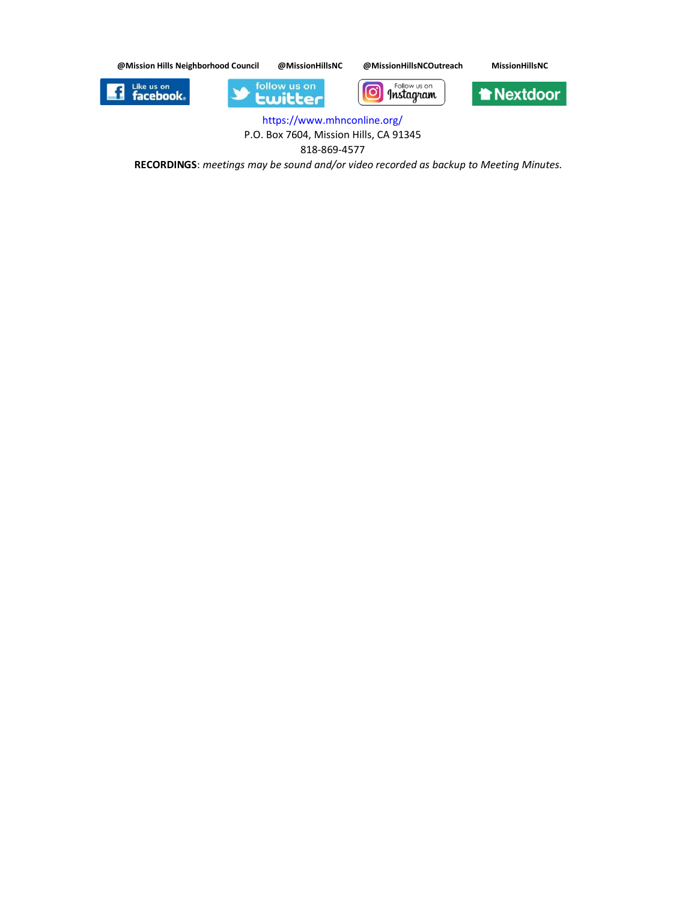**@Mission Hills Neighborhood Council** **@MissionHillsNC** **@MissionHillsNCOutreach** **MissionHillsNC**

Like us on facebook | follow us on twitter | Follow us on Instagram | Nextdoor

https://www.mhnconline.org/

P.O. Box 7604, Mission Hills, CA 91345

818-869-4577

**RECORDINGS**: *meetings may be sound and/or video recorded as backup to Meeting Minutes.*